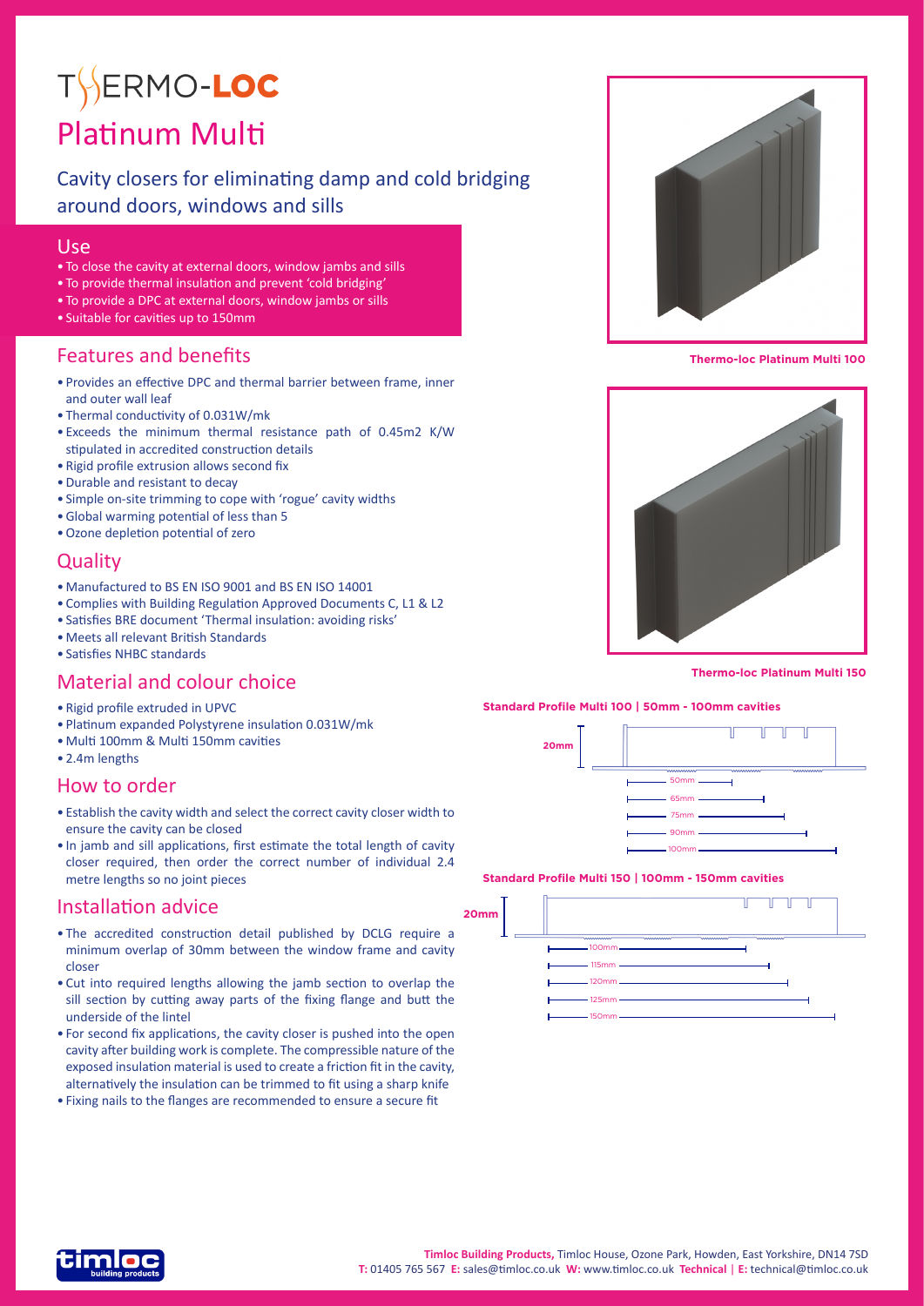# THERMO-LOC

# Platinum Multi

## Cavity closers for eliminating damp and cold bridging around doors, windows and sills

## Use

- To close the cavity at external doors, window jambs and sills
- To provide thermal insulation and prevent 'cold bridging'
- To provide a DPC at external doors, window jambs or sills
- Suitable for cavities up to 150mm

## Features and benefits

- Provides an effective DPC and thermal barrier between frame, inner and outer wall leaf
- Thermal conductivity of 0.031W/mk
- Exceeds the minimum thermal resistance path of 0.45m2 K/W stipulated in accredited construction details
- Rigid profile extrusion allows second fix
- Durable and resistant to decay
- Simple on-site trimming to cope with 'rogue' cavity widths
- Global warming potential of less than 5
- Ozone depletion potential of zero

## Quality

- Manufactured to BS EN ISO 9001 and BS EN ISO 14001
- Complies with Building Regulation Approved Documents C, L1 & L2
- Satisfies BRE document 'Thermal insulation: avoiding risks'
- Meets all relevant British Standards
- Satisfies NHBC standards

## Material and colour choice

- Rigid profile extruded in UPVC
- Platinum expanded Polystyrene insulation 0.031W/mk
- Multi 100mm & Multi 150mm cavities
- 2.4m lengths

## How to order

- Establish the cavity width and select the correct cavity closer width to ensure the cavity can be closed
- In jamb and sill applications, first estimate the total length of cavity closer required, then order the correct number of individual 2.4 metre lengths so no joint pieces

## Installation advice

- The accredited construction detail published by DCLG require a minimum overlap of 30mm between the window frame and cavity closer
- Cut into required lengths allowing the jamb section to overlap the sill section by cutting away parts of the fixing flange and butt the underside of the lintel
- For second fix applications, the cavity closer is pushed into the open cavity after building work is complete. The compressible nature of the exposed insulation material is used to create a friction fit in the cavity, alternatively the insulation can be trimmed to fit using a sharp knife
- Fixing nails to the flanges are recommended to ensure a secure fit

**Thermo-loc Platinum Multi 100**

**Thermo-loc Platinum Multi 150**

**Standard Profile Multi 100 | 50mm - 100mm cavities**

20mm

50mm
65mm
75mm
90mm
100mm

**Standard Profile Multi 150 | 100mm - 150mm cavities**

20mm

100mm
115mm
120mm
125mm
150mm

**Timloc Building Products,** Timloc House, Ozone Park, Howden, East Yorkshire, DN14 7SD
**T:** 01405 765 567 **E:** sales@timloc.co.uk **W:** www.timloc.co.uk **Technical** | **E:** technical@timloc.co.uk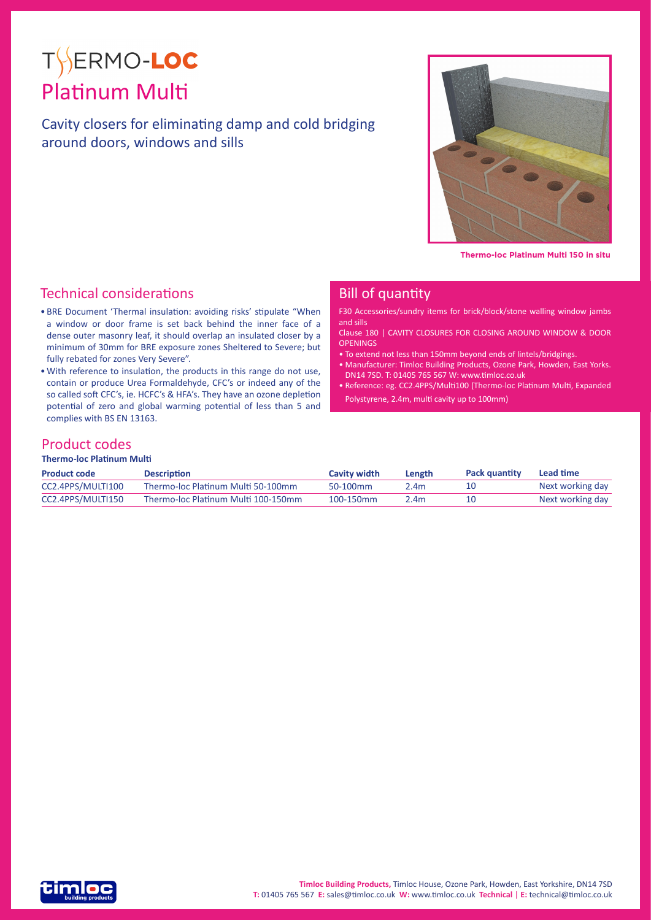# THERMO-LOC Platinum Multi

Cavity closers for eliminating damp and cold bridging around doors, windows and sills

Thermo-loc Platinum Multi 150 in situ

## Technical considerations

- BRE Document 'Thermal insulation: avoiding risks' stipulate "When a window or door frame is set back behind the inner face of a dense outer masonry leaf, it should overlap an insulated closer by a minimum of 30mm for BRE exposure zones Sheltered to Severe; but fully rebated for zones Very Severe".
- With reference to insulation, the products in this range do not use, contain or produce Urea Formaldehyde, CFC's or indeed any of the so called soft CFC's, ie. HCFC's & HFA's. They have an ozone depletion potential of zero and global warming potential of less than 5 and complies with BS EN 13163.

## Bill of quantity

F30 Accessories/sundry items for brick/block/stone walling window jambs and sills

Clause 180 | CAVITY CLOSURES FOR CLOSING AROUND WINDOW & DOOR OPENINGS

- To extend not less than 150mm beyond ends of lintels/bridgings.
- Manufacturer: Timloc Building Products, Ozone Park, Howden, East Yorks. DN14 7SD. T: 01405 765 567 W: www.timloc.co.uk
- Reference: eg. CC2.4PPS/Multi100 (Thermo-loc Platinum Multi, Expanded Polystyrene, 2.4m, multi cavity up to 100mm)

## Product codes

**Thermo-loc Platinum Multi**

| Product code | Description | Cavity width | Length | Pack quantity | Lead time |
|---|---|---|---|---|---|
| CC2.4PPS/MULTI100 | Thermo-loc Platinum Multi 50-100mm | 50-100mm | 2.4m | 10 | Next working day |
| CC2.4PPS/MULTI150 | Thermo-loc Platinum Multi 100-150mm | 100-150mm | 2.4m | 10 | Next working day |

**Timloc Building Products,** Timloc House, Ozone Park, Howden, East Yorkshire, DN14 7SD
**T:** 01405 765 567 **E:** sales@timloc.co.uk **W:** www.timloc.co.uk **Technical** | **E:** technical@timloc.co.uk